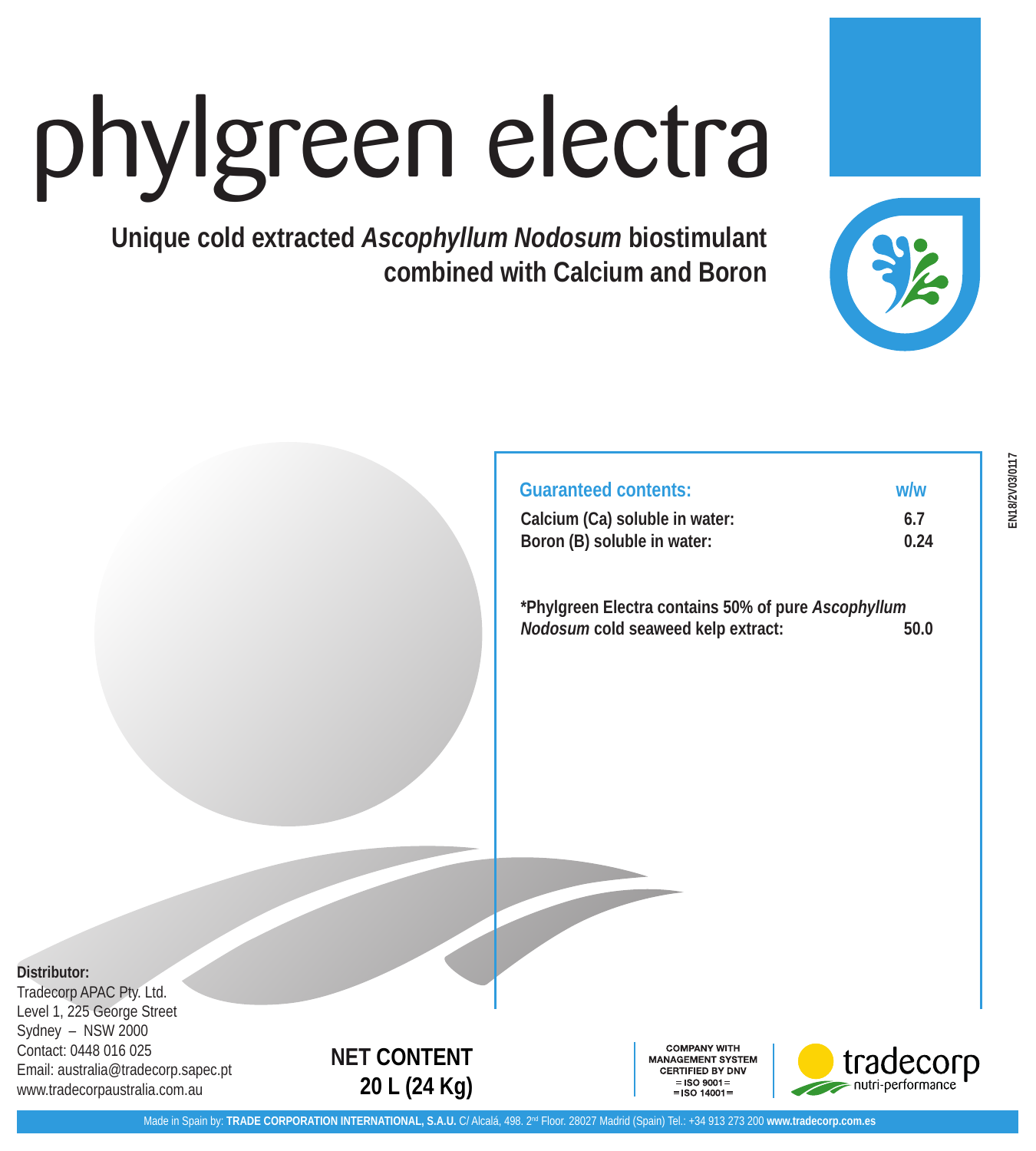# phylgreen electra

**Unique cold extracted *Ascophyllum Nodosum* biostimulant combined with Calcium and Boron**

EN18/2V03/0117

| Guaranteed contents: | w/w |
| --- | --- |
| **Calcium (Ca) soluble in water:** | **6.7** |
| **Boron (B) soluble in water:** | **0.24** |
| **\*Phylgreen Electra contains 50% of pure *Ascophyllum Nodosum* cold seaweed kelp extract:** | **50.0** |

**Distributor:**
Tradecorp APAC Pty. Ltd.
Level 1, 225 George Street
Sydney – NSW 2000
Contact: 0448 016 025
Email: australia@tradecorp.sapec.pt
www.tradecorpaustralia.com.au

**NET CONTENT**
**20 L (24 Kg)**

COMPANY WITH MANAGEMENT SYSTEM CERTIFIED BY DNV
= ISO 9001 =
= ISO 14001 =

tradecorp nutri-performance

Made in Spain by: **TRADE CORPORATION INTERNATIONAL, S.A.U.** C/ Alcalá, 498. 2nd Floor. 28027 Madrid (Spain) Tel.: +34 913 273 200 **www.tradecorp.com.es**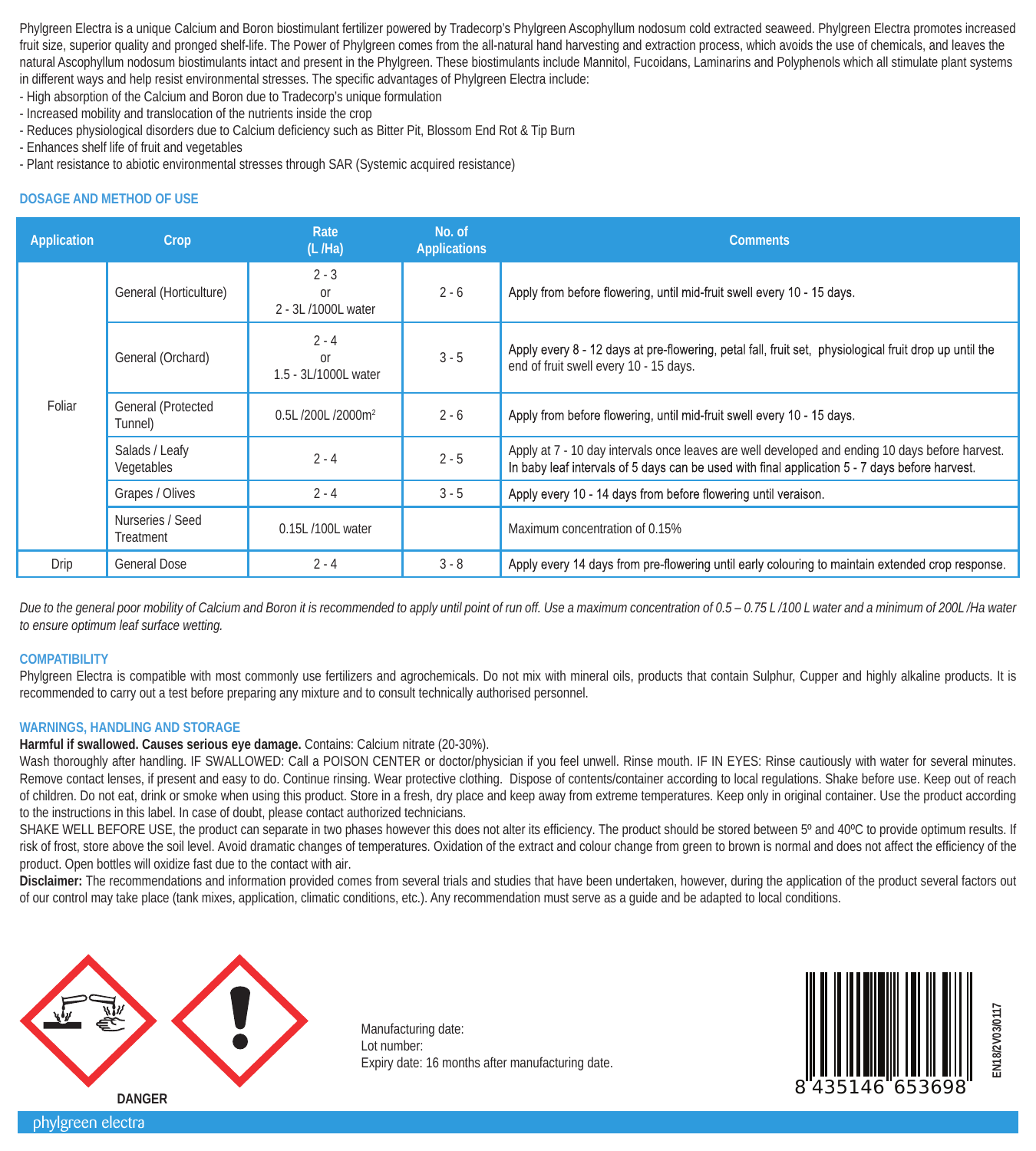Phylgreen Electra is a unique Calcium and Boron biostimulant fertilizer powered by Tradecorp's Phylgreen Ascophyllum nodosum cold extracted seaweed. Phylgreen Electra promotes increased fruit size, superior quality and pronged shelf-life. The Power of Phylgreen comes from the all-natural hand harvesting and extraction process, which avoids the use of chemicals, and leaves the natural Ascophyllum nodosum biostimulants intact and present in the Phylgreen. These biostimulants include Mannitol, Fucoidans, Laminarins and Polyphenols which all stimulate plant systems in different ways and help resist environmental stresses. The specific advantages of Phylgreen Electra include:

- High absorption of the Calcium and Boron due to Tradecorp's unique formulation
- Increased mobility and translocation of the nutrients inside the crop
- Reduces physiological disorders due to Calcium deficiency such as Bitter Pit, Blossom End Rot & Tip Burn
- Enhances shelf life of fruit and vegetables
- Plant resistance to abiotic environmental stresses through SAR (Systemic acquired resistance)

## DOSAGE AND METHOD OF USE

| Application | Crop | Rate (L /Ha) | No. of Applications | Comments |
|---|---|---|---|---|
| Foliar | General (Horticulture) | 2 - 3 or 2 - 3L /1000L water | 2 - 6 | Apply from before flowering, until mid-fruit swell every 10 - 15 days. |
| | General (Orchard) | 2 - 4 or 1.5 - 3L/1000L water | 3 - 5 | Apply every 8 - 12 days at pre-flowering, petal fall, fruit set, physiological fruit drop up until the end of fruit swell every 10 - 15 days. |
| | General (Protected Tunnel) | 0.5L /200L /2000m$^2$ | 2 - 6 | Apply from before flowering, until mid-fruit swell every 10 - 15 days. |
| | Salads / Leafy Vegetables | 2 - 4 | 2 - 5 | Apply at 7 - 10 day intervals once leaves are well developed and ending 10 days before harvest. In baby leaf intervals of 5 days can be used with final application 5 - 7 days before harvest. |
| | Grapes / Olives | 2 - 4 | 3 - 5 | Apply every 10 - 14 days from before flowering until veraison. |
| | Nurseries / Seed Treatment | 0.15L /100L water | | Maximum concentration of 0.15% |
| Drip | General Dose | 2 - 4 | 3 - 8 | Apply every 14 days from pre-flowering until early colouring to maintain extended crop response. |

*Due to the general poor mobility of Calcium and Boron it is recommended to apply until point of run off. Use a maximum concentration of 0.5 – 0.75 L /100 L water and a minimum of 200L /Ha water to ensure optimum leaf surface wetting.*

## COMPATIBILITY

Phylgreen Electra is compatible with most commonly use fertilizers and agrochemicals. Do not mix with mineral oils, products that contain Sulphur, Cupper and highly alkaline products. It is recommended to carry out a test before preparing any mixture and to consult technically authorised personnel.

## WARNINGS, HANDLING AND STORAGE

**Harmful if swallowed. Causes serious eye damage.** Contains: Calcium nitrate (20-30%).

Wash thoroughly after handling. IF SWALLOWED: Call a POISON CENTER or doctor/physician if you feel unwell. Rinse mouth. IF IN EYES: Rinse cautiously with water for several minutes. Remove contact lenses, if present and easy to do. Continue rinsing. Wear protective clothing. Dispose of contents/container according to local regulations. Shake before use. Keep out of reach of children. Do not eat, drink or smoke when using this product. Store in a fresh, dry place and keep away from extreme temperatures. Keep only in original container. Use the product according to the instructions in this label. In case of doubt, please contact authorized technicians.

SHAKE WELL BEFORE USE, the product can separate in two phases however this does not alter its efficiency. The product should be stored between 5º and 40ºC to provide optimum results. If risk of frost, store above the soil level. Avoid dramatic changes of temperatures. Oxidation of the extract and colour change from green to brown is normal and does not affect the efficiency of the product. Open bottles will oxidize fast due to the contact with air.

**Disclaimer:** The recommendations and information provided comes from several trials and studies that have been undertaken, however, during the application of the product several factors out of our control may take place (tank mixes, application, climatic conditions, etc.). Any recommendation must serve as a guide and be adapted to local conditions.

**DANGER**

Manufacturing date:
Lot number:
Expiry date: 16 months after manufacturing date.

8 435146 653698

EN18/2V03/0117

phylgreen electra